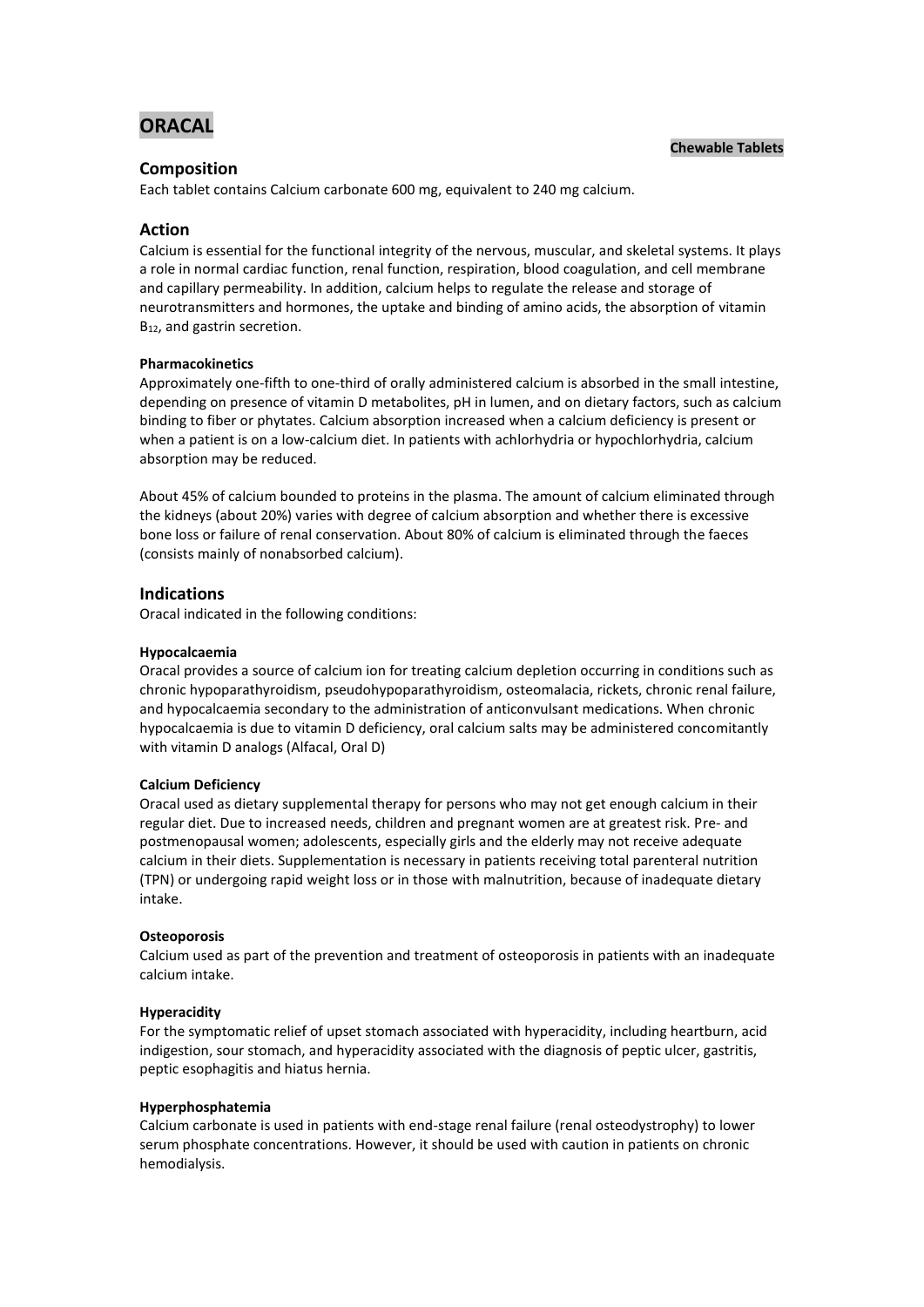# ORACAL

**Chewable Tablets**

## Composition

Each tablet contains Calcium carbonate 600 mg, equivalent to 240 mg calcium.

## Action

Calcium is essential for the functional integrity of the nervous, muscular, and skeletal systems. It plays a role in normal cardiac function, renal function, respiration, blood coagulation, and cell membrane and capillary permeability. In addition, calcium helps to regulate the release and storage of neurotransmitters and hormones, the uptake and binding of amino acids, the absorption of vitamin $B_{12}$, and gastrin secretion.

### Pharmacokinetics

Approximately one-fifth to one-third of orally administered calcium is absorbed in the small intestine, depending on presence of vitamin D metabolites, pH in lumen, and on dietary factors, such as calcium binding to fiber or phytates. Calcium absorption increased when a calcium deficiency is present or when a patient is on a low-calcium diet. In patients with achlorhydria or hypochlorhydria, calcium absorption may be reduced.

About 45% of calcium bounded to proteins in the plasma. The amount of calcium eliminated through the kidneys (about 20%) varies with degree of calcium absorption and whether there is excessive bone loss or failure of renal conservation. About 80% of calcium is eliminated through the faeces (consists mainly of nonabsorbed calcium).

## Indications

Oracal indicated in the following conditions:

### Hypocalcaemia

Oracal provides a source of calcium ion for treating calcium depletion occurring in conditions such as chronic hypoparathyroidism, pseudohypoparathyroidism, osteomalacia, rickets, chronic renal failure, and hypocalcaemia secondary to the administration of anticonvulsant medications. When chronic hypocalcaemia is due to vitamin D deficiency, oral calcium salts may be administered concomitantly with vitamin D analogs (Alfacal, Oral D)

### Calcium Deficiency

Oracal used as dietary supplemental therapy for persons who may not get enough calcium in their regular diet. Due to increased needs, children and pregnant women are at greatest risk. Pre- and postmenopausal women; adolescents, especially girls and the elderly may not receive adequate calcium in their diets. Supplementation is necessary in patients receiving total parenteral nutrition (TPN) or undergoing rapid weight loss or in those with malnutrition, because of inadequate dietary intake.

### Osteoporosis

Calcium used as part of the prevention and treatment of osteoporosis in patients with an inadequate calcium intake.

### Hyperacidity

For the symptomatic relief of upset stomach associated with hyperacidity, including heartburn, acid indigestion, sour stomach, and hyperacidity associated with the diagnosis of peptic ulcer, gastritis, peptic esophagitis and hiatus hernia.

### Hyperphosphatemia

Calcium carbonate is used in patients with end-stage renal failure (renal osteodystrophy) to lower serum phosphate concentrations. However, it should be used with caution in patients on chronic hemodialysis.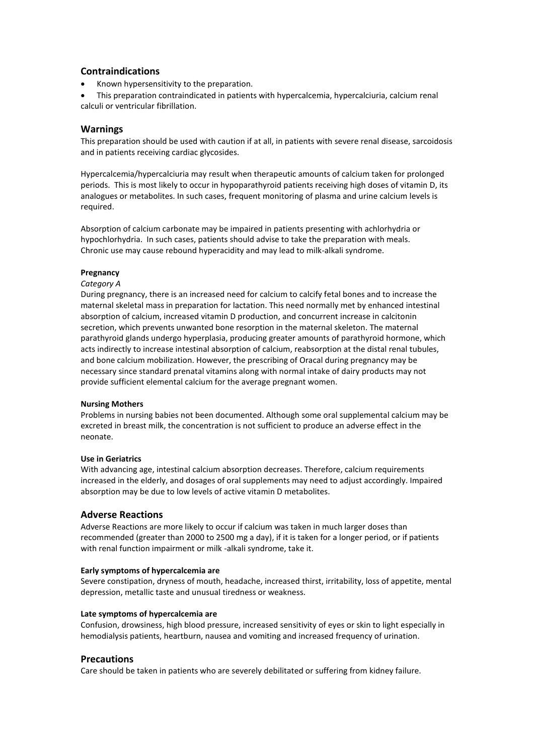## Contraindications

- Known hypersensitivity to the preparation.
- This preparation contraindicated in patients with hypercalcemia, hypercalciuria, calcium renal calculi or ventricular fibrillation.

## Warnings

This preparation should be used with caution if at all, in patients with severe renal disease, sarcoidosis and in patients receiving cardiac glycosides.

Hypercalcemia/hypercalciuria may result when therapeutic amounts of calcium taken for prolonged periods. This is most likely to occur in hypoparathyroid patients receiving high doses of vitamin D, its analogues or metabolites. In such cases, frequent monitoring of plasma and urine calcium levels is required.

Absorption of calcium carbonate may be impaired in patients presenting with achlorhydria or hypochlorhydria. In such cases, patients should advise to take the preparation with meals. Chronic use may cause rebound hyperacidity and may lead to milk-alkali syndrome.

**Pregnancy**

*Category A*

During pregnancy, there is an increased need for calcium to calcify fetal bones and to increase the maternal skeletal mass in preparation for lactation. This need normally met by enhanced intestinal absorption of calcium, increased vitamin D production, and concurrent increase in calcitonin secretion, which prevents unwanted bone resorption in the maternal skeleton. The maternal parathyroid glands undergo hyperplasia, producing greater amounts of parathyroid hormone, which acts indirectly to increase intestinal absorption of calcium, reabsorption at the distal renal tubules, and bone calcium mobilization. However, the prescribing of Oracal during pregnancy may be necessary since standard prenatal vitamins along with normal intake of dairy products may not provide sufficient elemental calcium for the average pregnant women.

**Nursing Mothers**

Problems in nursing babies not been documented. Although some oral supplemental calcium may be excreted in breast milk, the concentration is not sufficient to produce an adverse effect in the neonate.

**Use in Geriatrics**

With advancing age, intestinal calcium absorption decreases. Therefore, calcium requirements increased in the elderly, and dosages of oral supplements may need to adjust accordingly. Impaired absorption may be due to low levels of active vitamin D metabolites.

## Adverse Reactions

Adverse Reactions are more likely to occur if calcium was taken in much larger doses than recommended (greater than 2000 to 2500 mg a day), if it is taken for a longer period, or if patients with renal function impairment or milk -alkali syndrome, take it.

**Early symptoms of hypercalcemia are**

Severe constipation, dryness of mouth, headache, increased thirst, irritability, loss of appetite, mental depression, metallic taste and unusual tiredness or weakness.

**Late symptoms of hypercalcemia are**

Confusion, drowsiness, high blood pressure, increased sensitivity of eyes or skin to light especially in hemodialysis patients, heartburn, nausea and vomiting and increased frequency of urination.

## Precautions

Care should be taken in patients who are severely debilitated or suffering from kidney failure.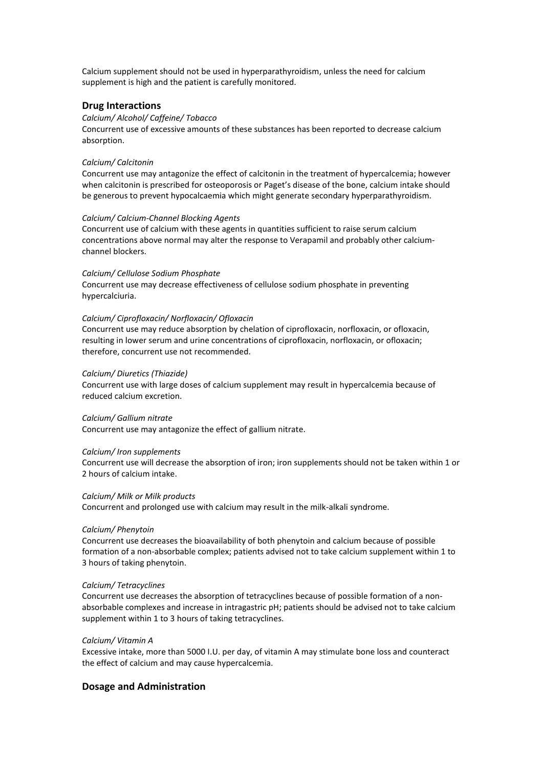Calcium supplement should not be used in hyperparathyroidism, unless the need for calcium supplement is high and the patient is carefully monitored.

## Drug Interactions

*Calcium/ Alcohol/ Caffeine/ Tobacco*

Concurrent use of excessive amounts of these substances has been reported to decrease calcium absorption.

*Calcium/ Calcitonin*

Concurrent use may antagonize the effect of calcitonin in the treatment of hypercalcemia; however when calcitonin is prescribed for osteoporosis or Paget's disease of the bone, calcium intake should be generous to prevent hypocalcaemia which might generate secondary hyperparathyroidism.

*Calcium/ Calcium-Channel Blocking Agents*

Concurrent use of calcium with these agents in quantities sufficient to raise serum calcium concentrations above normal may alter the response to Verapamil and probably other calcium-channel blockers.

*Calcium/ Cellulose Sodium Phosphate*

Concurrent use may decrease effectiveness of cellulose sodium phosphate in preventing hypercalciuria.

*Calcium/ Ciprofloxacin/ Norfloxacin/ Ofloxacin*

Concurrent use may reduce absorption by chelation of ciprofloxacin, norfloxacin, or ofloxacin, resulting in lower serum and urine concentrations of ciprofloxacin, norfloxacin, or ofloxacin; therefore, concurrent use not recommended.

*Calcium/ Diuretics (Thiazide)*

Concurrent use with large doses of calcium supplement may result in hypercalcemia because of reduced calcium excretion.

*Calcium/ Gallium nitrate*

Concurrent use may antagonize the effect of gallium nitrate.

*Calcium/ Iron supplements*

Concurrent use will decrease the absorption of iron; iron supplements should not be taken within 1 or 2 hours of calcium intake.

*Calcium/ Milk or Milk products*

Concurrent and prolonged use with calcium may result in the milk-alkali syndrome.

*Calcium/ Phenytoin*

Concurrent use decreases the bioavailability of both phenytoin and calcium because of possible formation of a non-absorbable complex; patients advised not to take calcium supplement within 1 to 3 hours of taking phenytoin.

*Calcium/ Tetracyclines*

Concurrent use decreases the absorption of tetracyclines because of possible formation of a non-absorbable complexes and increase in intragastric pH; patients should be advised not to take calcium supplement within 1 to 3 hours of taking tetracyclines.

*Calcium/ Vitamin A*

Excessive intake, more than 5000 I.U. per day, of vitamin A may stimulate bone loss and counteract the effect of calcium and may cause hypercalcemia.

## Dosage and Administration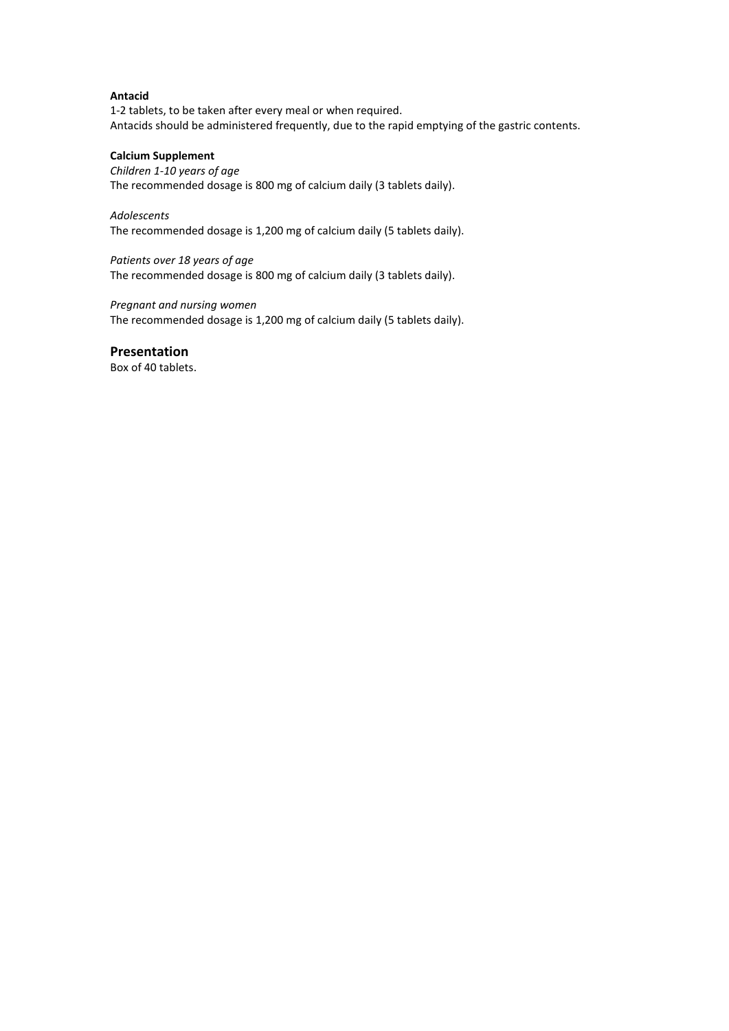**Antacid**

1-2 tablets, to be taken after every meal or when required.
Antacids should be administered frequently, due to the rapid emptying of the gastric contents.

**Calcium Supplement**

*Children 1-10 years of age*
The recommended dosage is 800 mg of calcium daily (3 tablets daily).

*Adolescents*
The recommended dosage is 1,200 mg of calcium daily (5 tablets daily).

*Patients over 18 years of age*
The recommended dosage is 800 mg of calcium daily (3 tablets daily).

*Pregnant and nursing women*
The recommended dosage is 1,200 mg of calcium daily (5 tablets daily).

## Presentation

Box of 40 tablets.